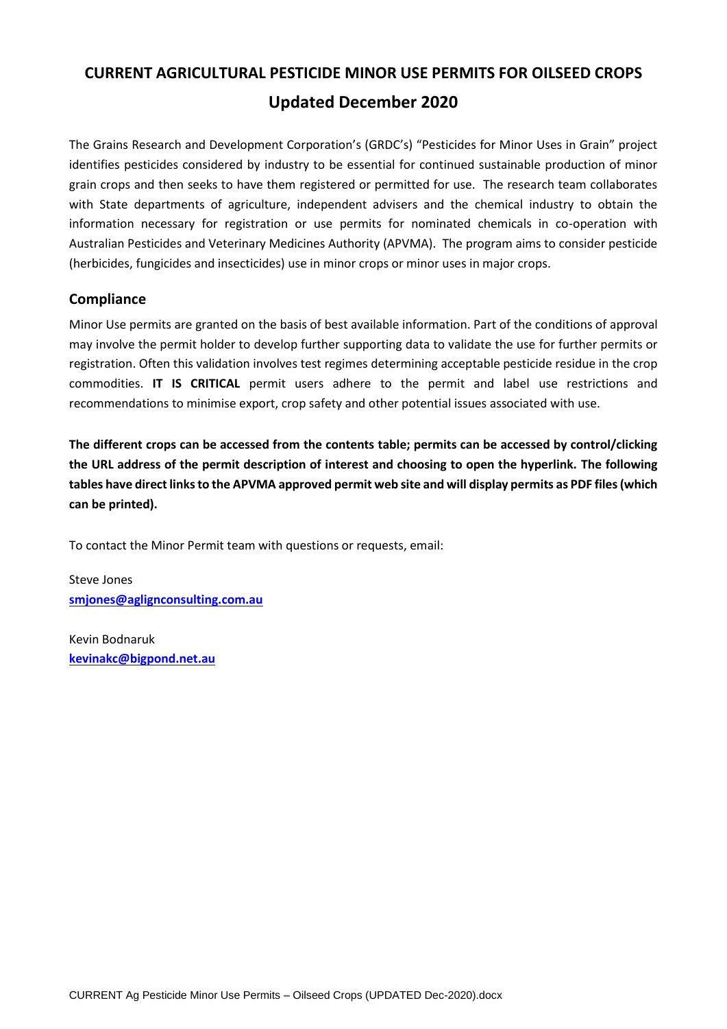# CURRENT AGRICULTURAL PESTICIDE MINOR USE PERMITS FOR OILSEED CROPS

## Updated December 2020

The Grains Research and Development Corporation's (GRDC's) "Pesticides for Minor Uses in Grain" project identifies pesticides considered by industry to be essential for continued sustainable production of minor grain crops and then seeks to have them registered or permitted for use. The research team collaborates with State departments of agriculture, independent advisers and the chemical industry to obtain the information necessary for registration or use permits for nominated chemicals in co-operation with Australian Pesticides and Veterinary Medicines Authority (APVMA). The program aims to consider pesticide (herbicides, fungicides and insecticides) use in minor crops or minor uses in major crops.

### Compliance

Minor Use permits are granted on the basis of best available information. Part of the conditions of approval may involve the permit holder to develop further supporting data to validate the use for further permits or registration. Often this validation involves test regimes determining acceptable pesticide residue in the crop commodities. **IT IS CRITICAL** permit users adhere to the permit and label use restrictions and recommendations to minimise export, crop safety and other potential issues associated with use.

**The different crops can be accessed from the contents table; permits can be accessed by control/clicking the URL address of the permit description of interest and choosing to open the hyperlink. The following tables have direct links to the APVMA approved permit web site and will display permits as PDF files (which can be printed).**

To contact the Minor Permit team with questions or requests, email:

Steve Jones
**smjones@aglignconsulting.com.au**

Kevin Bodnaruk
**kevinakc@bigpond.net.au**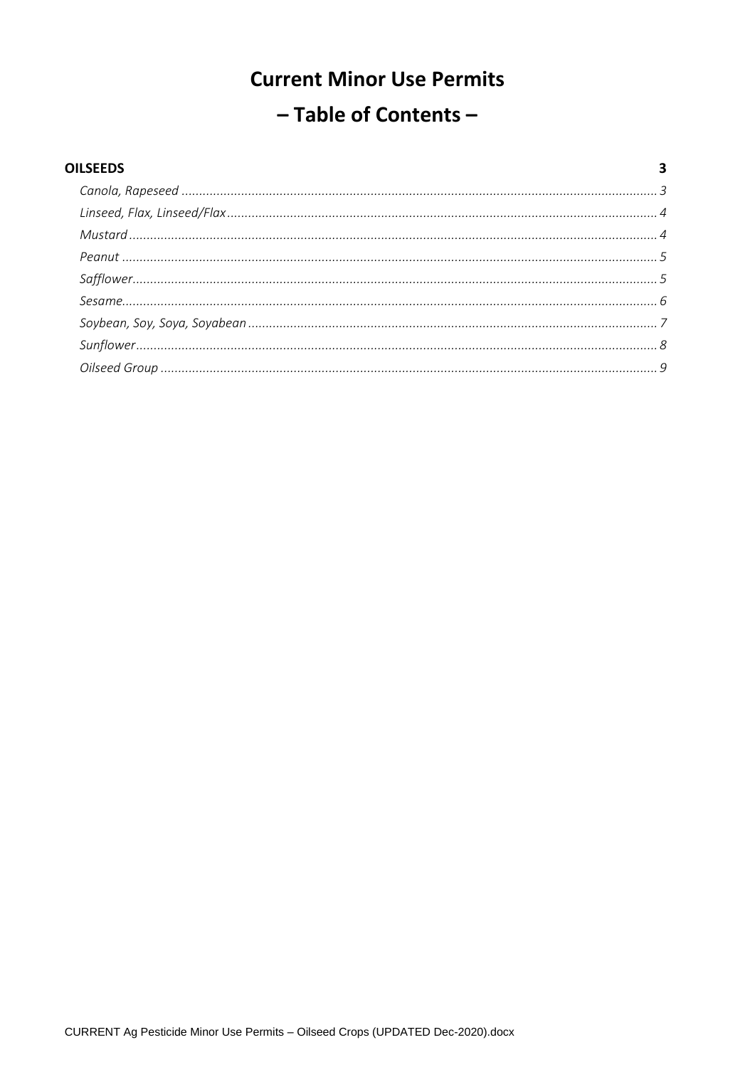# Current Minor Use Permits

# – Table of Contents –

**OILSEEDS** 3

- *Canola, Rapeseed* 3
- *Linseed, Flax, Linseed/Flax* 4
- *Mustard* 4
- *Peanut* 5
- *Safflower* 5
- *Sesame* 6
- *Soybean, Soy, Soya, Soyabean* 7
- *Sunflower* 8
- *Oilseed Group* 9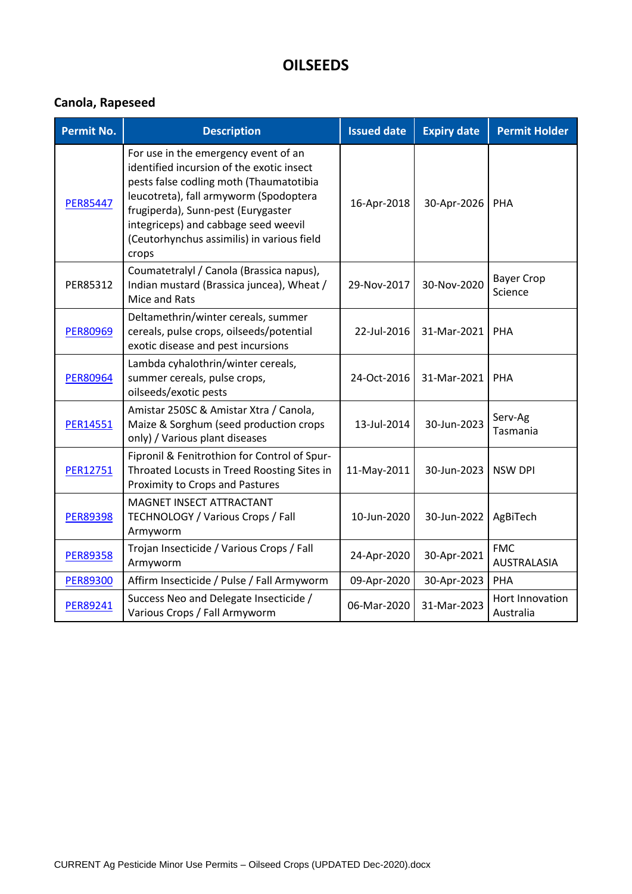# OILSEEDS

## Canola, Rapeseed

| Permit No. | Description | Issued date | Expiry date | Permit Holder |
|---|---|---|---|---|
| PER85447 | For use in the emergency event of an identified incursion of the exotic insect pests false codling moth (Thaumatotibia leucotreta), fall armyworm (Spodoptera frugiperda), Sunn-pest (Eurygaster integriceps) and cabbage seed weevil (Ceutorhynchus assimilis) in various field crops | 16-Apr-2018 | 30-Apr-2026 | PHA |
| PER85312 | Coumatetralyl / Canola (Brassica napus), Indian mustard (Brassica juncea), Wheat / Mice and Rats | 29-Nov-2017 | 30-Nov-2020 | Bayer Crop Science |
| PER80969 | Deltamethrin/winter cereals, summer cereals, pulse crops, oilseeds/potential exotic disease and pest incursions | 22-Jul-2016 | 31-Mar-2021 | PHA |
| PER80964 | Lambda cyhalothrin/winter cereals, summer cereals, pulse crops, oilseeds/exotic pests | 24-Oct-2016 | 31-Mar-2021 | PHA |
| PER14551 | Amistar 250SC & Amistar Xtra / Canola, Maize & Sorghum (seed production crops only) / Various plant diseases | 13-Jul-2014 | 30-Jun-2023 | Serv-Ag Tasmania |
| PER12751 | Fipronil & Fenitrothion for Control of Spur-Throated Locusts in Treed Roosting Sites in Proximity to Crops and Pastures | 11-May-2011 | 30-Jun-2023 | NSW DPI |
| PER89398 | MAGNET INSECT ATTRACTANT TECHNOLOGY / Various Crops / Fall Armyworm | 10-Jun-2020 | 30-Jun-2022 | AgBiTech |
| PER89358 | Trojan Insecticide / Various Crops / Fall Armyworm | 24-Apr-2020 | 30-Apr-2021 | FMC AUSTRALASIA |
| PER89300 | Affirm Insecticide / Pulse / Fall Armyworm | 09-Apr-2020 | 30-Apr-2023 | PHA |
| PER89241 | Success Neo and Delegate Insecticide / Various Crops / Fall Armyworm | 06-Mar-2020 | 31-Mar-2023 | Hort Innovation Australia |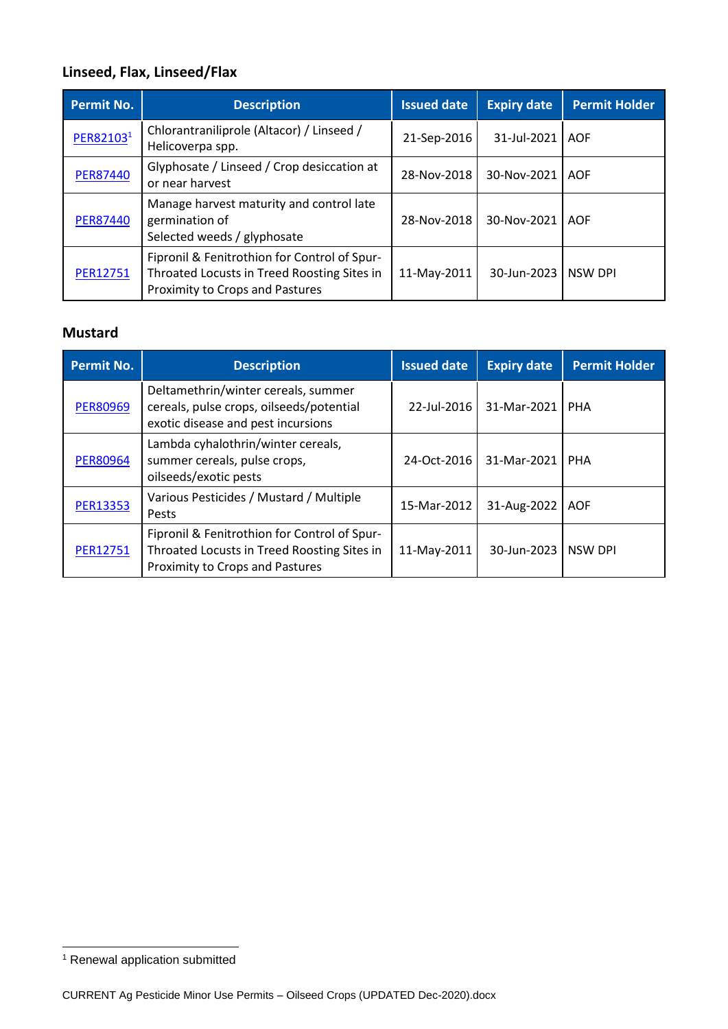### Linseed, Flax, Linseed/Flax

| Permit No. | Description | Issued date | Expiry date | Permit Holder |
|---|---|---|---|---|
| PER82103[1] | Chlorantraniliprole (Altacor) / Linseed / Helicoverpa spp. | 21-Sep-2016 | 31-Jul-2021 | AOF |
| PER87440 | Glyphosate / Linseed / Crop desiccation at or near harvest | 28-Nov-2018 | 30-Nov-2021 | AOF |
| PER87440 | Manage harvest maturity and control late germination of Selected weeds / glyphosate | 28-Nov-2018 | 30-Nov-2021 | AOF |
| PER12751 | Fipronil & Fenitrothion for Control of Spur-Throated Locusts in Treed Roosting Sites in Proximity to Crops and Pastures | 11-May-2011 | 30-Jun-2023 | NSW DPI |

### Mustard

| Permit No. | Description | Issued date | Expiry date | Permit Holder |
|---|---|---|---|---|
| PER80969 | Deltamethrin/winter cereals, summer cereals, pulse crops, oilseeds/potential exotic disease and pest incursions | 22-Jul-2016 | 31-Mar-2021 | PHA |
| PER80964 | Lambda cyhalothrin/winter cereals, summer cereals, pulse crops, oilseeds/exotic pests | 24-Oct-2016 | 31-Mar-2021 | PHA |
| PER13353 | Various Pesticides / Mustard / Multiple Pests | 15-Mar-2012 | 31-Aug-2022 | AOF |
| PER12751 | Fipronil & Fenitrothion for Control of Spur-Throated Locusts in Treed Roosting Sites in Proximity to Crops and Pastures | 11-May-2011 | 30-Jun-2023 | NSW DPI |

[1] Renewal application submitted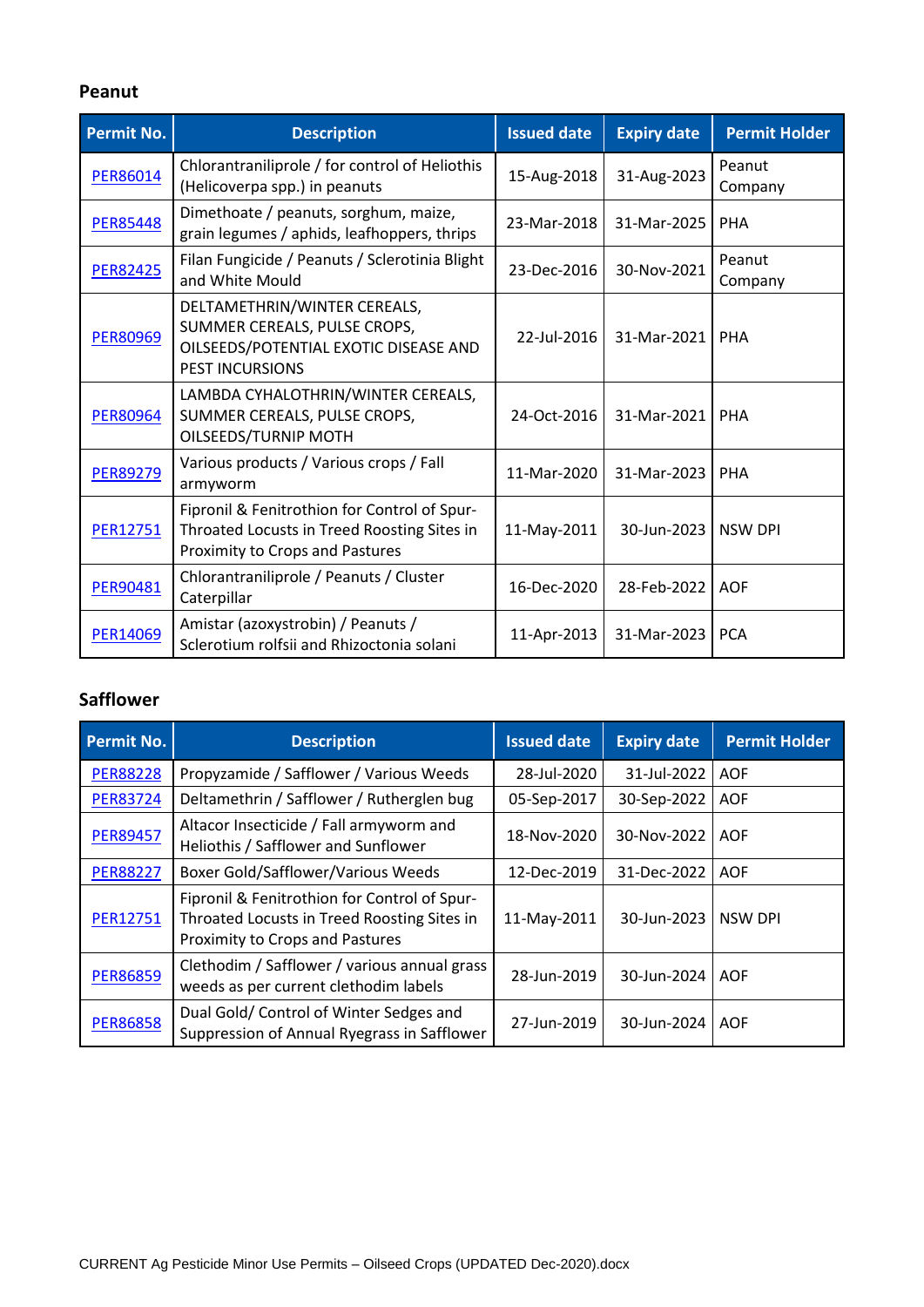## Peanut

| Permit No. | Description | Issued date | Expiry date | Permit Holder |
|---|---|---|---|---|
| PER86014 | Chlorantraniliprole / for control of Heliothis (Helicoverpa spp.) in peanuts | 15-Aug-2018 | 31-Aug-2023 | Peanut Company |
| PER85448 | Dimethoate / peanuts, sorghum, maize, grain legumes / aphids, leafhoppers, thrips | 23-Mar-2018 | 31-Mar-2025 | PHA |
| PER82425 | Filan Fungicide / Peanuts / Sclerotinia Blight and White Mould | 23-Dec-2016 | 30-Nov-2021 | Peanut Company |
| PER80969 | DELTAMETHRIN/WINTER CEREALS, SUMMER CEREALS, PULSE CROPS, OILSEEDS/POTENTIAL EXOTIC DISEASE AND PEST INCURSIONS | 22-Jul-2016 | 31-Mar-2021 | PHA |
| PER80964 | LAMBDA CYHALOTHRIN/WINTER CEREALS, SUMMER CEREALS, PULSE CROPS, OILSEEDS/TURNIP MOTH | 24-Oct-2016 | 31-Mar-2021 | PHA |
| PER89279 | Various products / Various crops / Fall armyworm | 11-Mar-2020 | 31-Mar-2023 | PHA |
| PER12751 | Fipronil & Fenitrothion for Control of Spur-Throated Locusts in Treed Roosting Sites in Proximity to Crops and Pastures | 11-May-2011 | 30-Jun-2023 | NSW DPI |
| PER90481 | Chlorantraniliprole / Peanuts / Cluster Caterpillar | 16-Dec-2020 | 28-Feb-2022 | AOF |
| PER14069 | Amistar (azoxystrobin) / Peanuts / Sclerotium rolfsii and Rhizoctonia solani | 11-Apr-2013 | 31-Mar-2023 | PCA |

## Safflower

| Permit No. | Description | Issued date | Expiry date | Permit Holder |
|---|---|---|---|---|
| PER88228 | Propyzamide / Safflower / Various Weeds | 28-Jul-2020 | 31-Jul-2022 | AOF |
| PER83724 | Deltamethrin / Safflower / Rutherglen bug | 05-Sep-2017 | 30-Sep-2022 | AOF |
| PER89457 | Altacor Insecticide / Fall armyworm and Heliothis / Safflower and Sunflower | 18-Nov-2020 | 30-Nov-2022 | AOF |
| PER88227 | Boxer Gold/Safflower/Various Weeds | 12-Dec-2019 | 31-Dec-2022 | AOF |
| PER12751 | Fipronil & Fenitrothion for Control of Spur-Throated Locusts in Treed Roosting Sites in Proximity to Crops and Pastures | 11-May-2011 | 30-Jun-2023 | NSW DPI |
| PER86859 | Clethodim / Safflower / various annual grass weeds as per current clethodim labels | 28-Jun-2019 | 30-Jun-2024 | AOF |
| PER86858 | Dual Gold/ Control of Winter Sedges and Suppression of Annual Ryegrass in Safflower | 27-Jun-2019 | 30-Jun-2024 | AOF |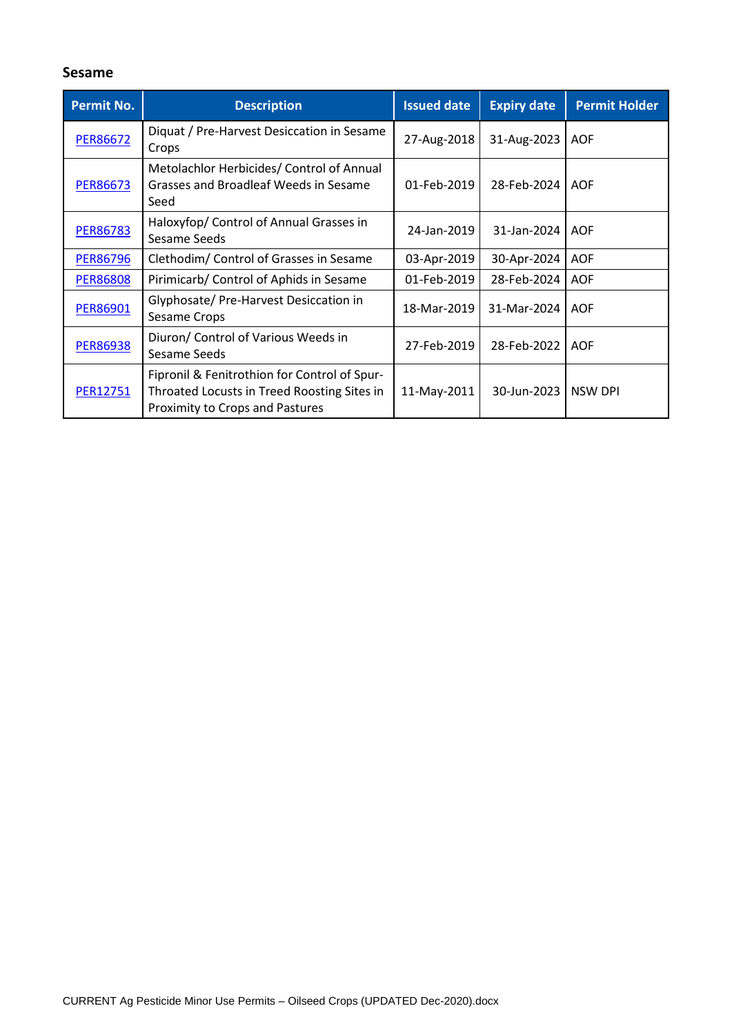### Sesame

| Permit No. | Description | Issued date | Expiry date | Permit Holder |
| --- | --- | --- | --- | --- |
| PER86672 | Diquat / Pre-Harvest Desiccation in Sesame Crops | 27-Aug-2018 | 31-Aug-2023 | AOF |
| PER86673 | Metolachlor Herbicides/ Control of Annual Grasses and Broadleaf Weeds in Sesame Seed | 01-Feb-2019 | 28-Feb-2024 | AOF |
| PER86783 | Haloxyfop/ Control of Annual Grasses in Sesame Seeds | 24-Jan-2019 | 31-Jan-2024 | AOF |
| PER86796 | Clethodim/ Control of Grasses in Sesame | 03-Apr-2019 | 30-Apr-2024 | AOF |
| PER86808 | Pirimicarb/ Control of Aphids in Sesame | 01-Feb-2019 | 28-Feb-2024 | AOF |
| PER86901 | Glyphosate/ Pre-Harvest Desiccation in Sesame Crops | 18-Mar-2019 | 31-Mar-2024 | AOF |
| PER86938 | Diuron/ Control of Various Weeds in Sesame Seeds | 27-Feb-2019 | 28-Feb-2022 | AOF |
| PER12751 | Fipronil & Fenitrothion for Control of Spur-Throated Locusts in Treed Roosting Sites in Proximity to Crops and Pastures | 11-May-2011 | 30-Jun-2023 | NSW DPI |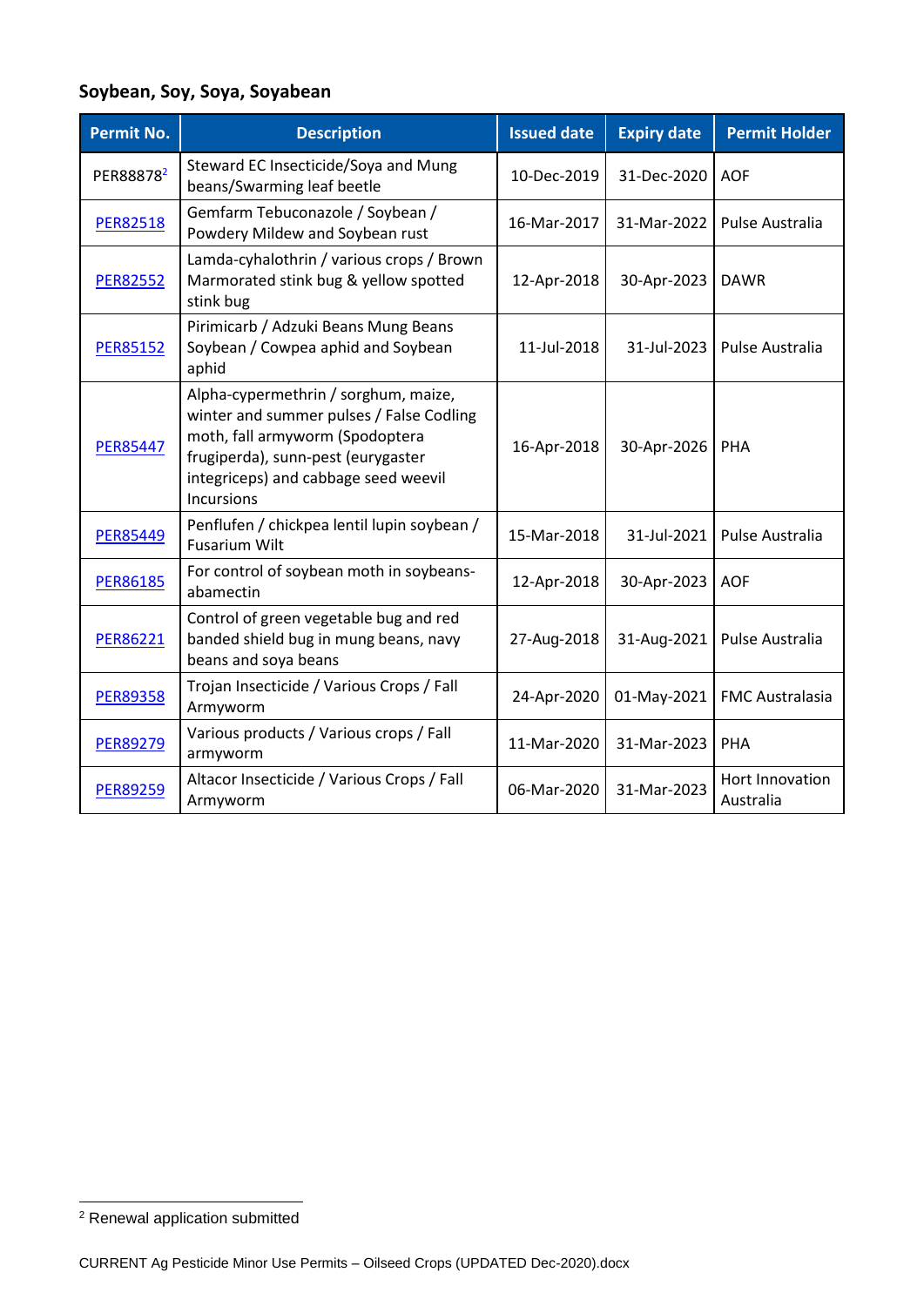### Soybean, Soy, Soya, Soyabean

| Permit No. | Description | Issued date | Expiry date | Permit Holder |
|---|---|---|---|---|
| PER88878[2] | Steward EC Insecticide/Soya and Mung beans/Swarming leaf beetle | 10-Dec-2019 | 31-Dec-2020 | AOF |
| PER82518 | Gemfarm Tebuconazole / Soybean / Powdery Mildew and Soybean rust | 16-Mar-2017 | 31-Mar-2022 | Pulse Australia |
| PER82552 | Lamda-cyhalothrin / various crops / Brown Marmorated stink bug & yellow spotted stink bug | 12-Apr-2018 | 30-Apr-2023 | DAWR |
| PER85152 | Pirimicarb / Adzuki Beans Mung Beans Soybean / Cowpea aphid and Soybean aphid | 11-Jul-2018 | 31-Jul-2023 | Pulse Australia |
| PER85447 | Alpha-cypermethrin / sorghum, maize, winter and summer pulses / False Codling moth, fall armyworm (Spodoptera frugiperda), sunn-pest (eurygaster integriceps) and cabbage seed weevil Incursions | 16-Apr-2018 | 30-Apr-2026 | PHA |
| PER85449 | Penflufen / chickpea lentil lupin soybean / Fusarium Wilt | 15-Mar-2018 | 31-Jul-2021 | Pulse Australia |
| PER86185 | For control of soybean moth in soybeans-abamectin | 12-Apr-2018 | 30-Apr-2023 | AOF |
| PER86221 | Control of green vegetable bug and red banded shield bug in mung beans, navy beans and soya beans | 27-Aug-2018 | 31-Aug-2021 | Pulse Australia |
| PER89358 | Trojan Insecticide / Various Crops / Fall Armyworm | 24-Apr-2020 | 01-May-2021 | FMC Australasia |
| PER89279 | Various products / Various crops / Fall armyworm | 11-Mar-2020 | 31-Mar-2023 | PHA |
| PER89259 | Altacor Insecticide / Various Crops / Fall Armyworm | 06-Mar-2020 | 31-Mar-2023 | Hort Innovation Australia |

[2] Renewal application submitted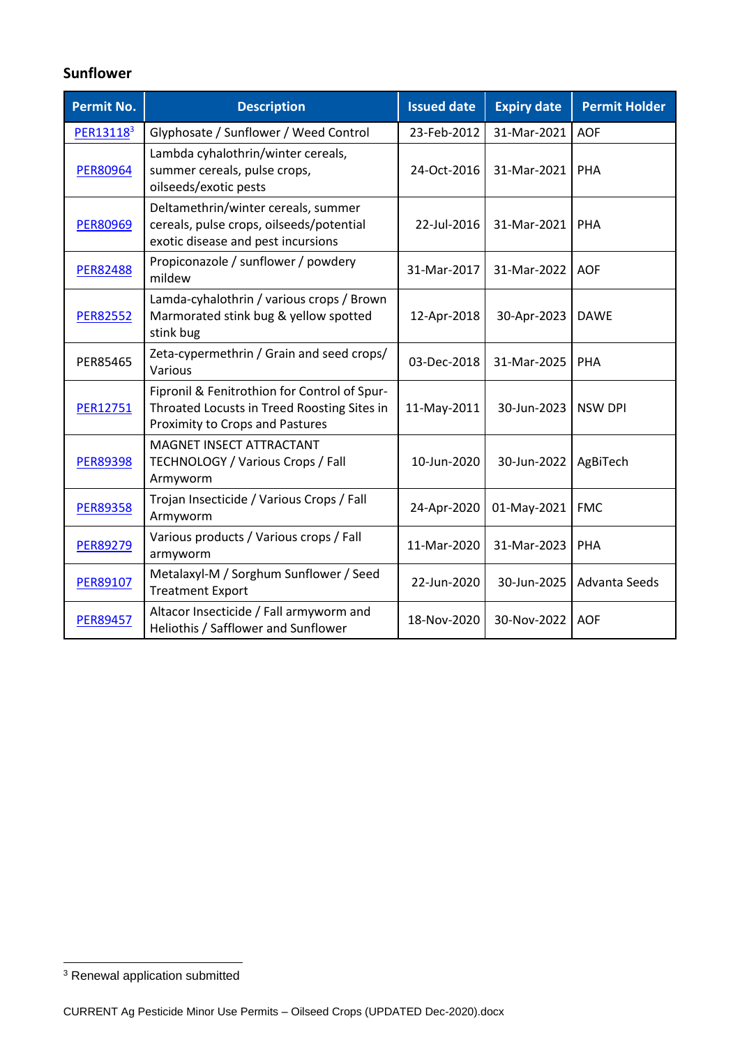## Sunflower

| Permit No. | Description | Issued date | Expiry date | Permit Holder |
| --- | --- | --- | --- | --- |
| PER13118[3] | Glyphosate / Sunflower / Weed Control | 23-Feb-2012 | 31-Mar-2021 | AOF |
| PER80964 | Lambda cyhalothrin/winter cereals, summer cereals, pulse crops, oilseeds/exotic pests | 24-Oct-2016 | 31-Mar-2021 | PHA |
| PER80969 | Deltamethrin/winter cereals, summer cereals, pulse crops, oilseeds/potential exotic disease and pest incursions | 22-Jul-2016 | 31-Mar-2021 | PHA |
| PER82488 | Propiconazole / sunflower / powdery mildew | 31-Mar-2017 | 31-Mar-2022 | AOF |
| PER82552 | Lamda-cyhalothrin / various crops / Brown Marmorated stink bug & yellow spotted stink bug | 12-Apr-2018 | 30-Apr-2023 | DAWE |
| PER85465 | Zeta-cypermethrin / Grain and seed crops/ Various | 03-Dec-2018 | 31-Mar-2025 | PHA |
| PER12751 | Fipronil & Fenitrothion for Control of Spur-Throated Locusts in Treed Roosting Sites in Proximity to Crops and Pastures | 11-May-2011 | 30-Jun-2023 | NSW DPI |
| PER89398 | MAGNET INSECT ATTRACTANT TECHNOLOGY / Various Crops / Fall Armyworm | 10-Jun-2020 | 30-Jun-2022 | AgBiTech |
| PER89358 | Trojan Insecticide / Various Crops / Fall Armyworm | 24-Apr-2020 | 01-May-2021 | FMC |
| PER89279 | Various products / Various crops / Fall armyworm | 11-Mar-2020 | 31-Mar-2023 | PHA |
| PER89107 | Metalaxyl-M / Sorghum Sunflower / Seed Treatment Export | 22-Jun-2020 | 30-Jun-2025 | Advanta Seeds |
| PER89457 | Altacor Insecticide / Fall armyworm and Heliothis / Safflower and Sunflower | 18-Nov-2020 | 30-Nov-2022 | AOF |

[3] Renewal application submitted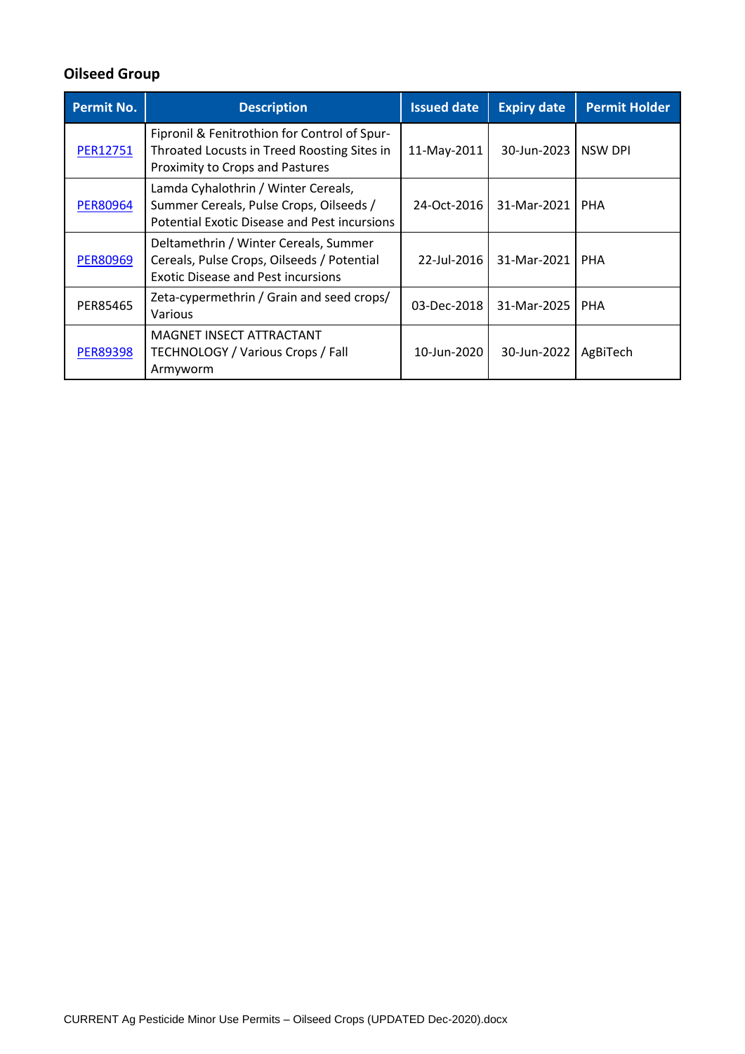## Oilseed Group

| Permit No. | Description | Issued date | Expiry date | Permit Holder |
|---|---|---|---|---|
| PER12751 | Fipronil & Fenitrothion for Control of Spur-Throated Locusts in Treed Roosting Sites in Proximity to Crops and Pastures | 11-May-2011 | 30-Jun-2023 | NSW DPI |
| PER80964 | Lamda Cyhalothrin / Winter Cereals, Summer Cereals, Pulse Crops, Oilseeds / Potential Exotic Disease and Pest incursions | 24-Oct-2016 | 31-Mar-2021 | PHA |
| PER80969 | Deltamethrin / Winter Cereals, Summer Cereals, Pulse Crops, Oilseeds / Potential Exotic Disease and Pest incursions | 22-Jul-2016 | 31-Mar-2021 | PHA |
| PER85465 | Zeta-cypermethrin / Grain and seed crops/ Various | 03-Dec-2018 | 31-Mar-2025 | PHA |
| PER89398 | MAGNET INSECT ATTRACTANT TECHNOLOGY / Various Crops / Fall Armyworm | 10-Jun-2020 | 30-Jun-2022 | AgBiTech |